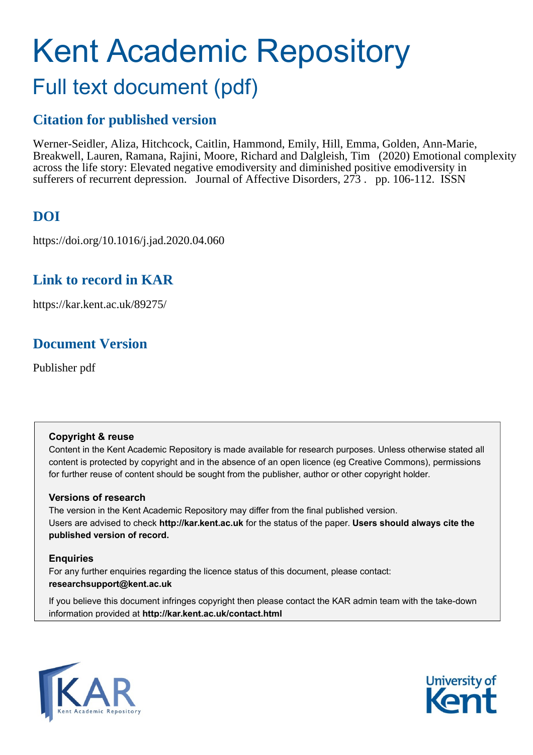# Kent Academic Repository

## Full text document (pdf)

### Citation for published version

Werner-Seidler, Aliza, Hitchcock, Caitlin, Hammond, Emily, Hill, Emma, Golden, Ann-Marie, Breakwell, Lauren, Ramana, Rajini, Moore, Richard and Dalgleish, Tim (2020) Emotional complexity across the life story: Elevated negative emodiversity and diminished positive emodiversity in sufferers of recurrent depression. Journal of Affective Disorders, 273 . pp. 106-112. ISSN

### DOI

https://doi.org/10.1016/j.jad.2020.04.060

### Link to record in KAR

https://kar.kent.ac.uk/89275/

### Document Version

Publisher pdf

**Copyright & reuse**

Content in the Kent Academic Repository is made available for research purposes. Unless otherwise stated all content is protected by copyright and in the absence of an open licence (eg Creative Commons), permissions for further reuse of content should be sought from the publisher, author or other copyright holder.

**Versions of research**

The version in the Kent Academic Repository may differ from the final published version. Users are advised to check **http://kar.kent.ac.uk** for the status of the paper. **Users should always cite the published version of record.**

**Enquiries**

For any further enquiries regarding the licence status of this document, please contact: **researchsupport@kent.ac.uk**

If you believe this document infringes copyright then please contact the KAR admin team with the take-down information provided at **http://kar.kent.ac.uk/contact.html**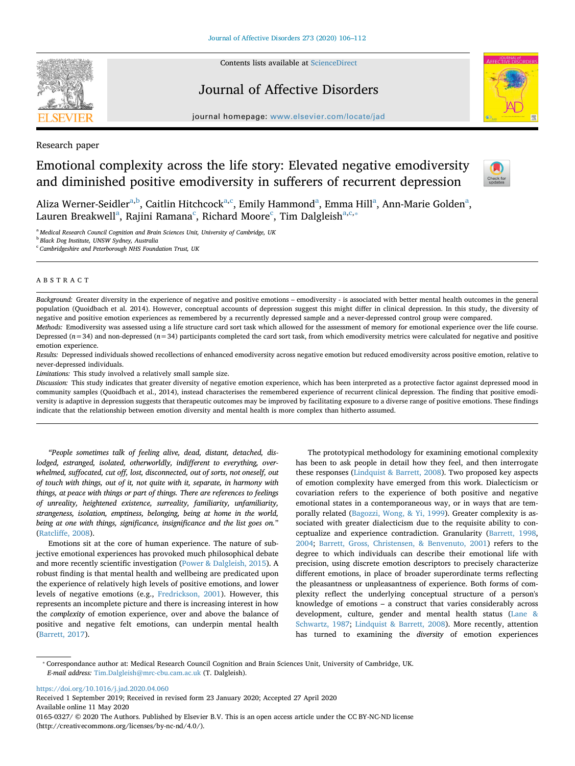Research paper

# Emotional complexity across the life story: Elevated negative emodiversity and diminished positive emodiversity in sufferers of recurrent depression

Aliza Werner-Seidler[a,b], Caitlin Hitchcock[a,c], Emily Hammond[a], Emma Hill[a], Ann-Marie Golden[a], Lauren Breakwell[a], Rajini Ramana[c], Richard Moore[c], Tim Dalgleish[a,c,*]

[a] Medical Research Council Cognition and Brain Sciences Unit, University of Cambridge, UK
[b] Black Dog Institute, UNSW Sydney, Australia
[c] Cambridgeshire and Peterborough NHS Foundation Trust, UK

## ABSTRACT

*Background:* Greater diversity in the experience of negative and positive emotions – emodiversity - is associated with better mental health outcomes in the general population (Quoidbach et al. 2014). However, conceptual accounts of depression suggest this might differ in clinical depression. In this study, the diversity of negative and positive emotion experiences as remembered by a recurrently depressed sample and a never-depressed control group were compared.

*Methods:* Emodiversity was assessed using a life structure card sort task which allowed for the assessment of memory for emotional experience over the life course. Depressed ($n = 34$) and non-depressed ($n = 34$) participants completed the card sort task, from which emodiversity metrics were calculated for negative and positive emotion experience.

*Results:* Depressed individuals showed recollections of enhanced emodiversity across negative emotion but reduced emodiversity across positive emotion, relative to never-depressed individuals.

*Limitations:* This study involved a relatively small sample size.

*Discussion:* This study indicates that greater diversity of negative emotion experience, which has been interpreted as a protective factor against depressed mood in community samples (Quoidbach et al., 2014), instead characterises the remembered experience of recurrent clinical depression. The finding that positive emodiversity is adaptive in depression suggests that therapeutic outcomes may be improved by facilitating exposure to a diverse range of positive emotions. These findings indicate that the relationship between emotion diversity and mental health is more complex than hitherto assumed.

*"People sometimes talk of feeling alive, dead, distant, detached, dislodged, estranged, isolated, otherworldly, indifferent to everything, overwhelmed, suffocated, cut off, lost, disconnected, out of sorts, not oneself, out of touch with things, out of it, not quite with it, separate, in harmony with things, at peace with things or part of things. There are references to feelings of unreality, heightened existence, surreality, familiarity, unfamiliarity, strangeness, isolation, emptiness, belonging, being at home in the world, being at one with things, significance, insignificance and the list goes on."* (Ratcliffe, 2008).

Emotions sit at the core of human experience. The nature of subjective emotional experiences has provoked much philosophical debate and more recently scientific investigation (Power & Dalgleish, 2015). A robust finding is that mental health and wellbeing are predicated upon the experience of relatively high levels of positive emotions, and lower levels of negative emotions (e.g., Fredrickson, 2001). However, this represents an incomplete picture and there is increasing interest in how the *complexity* of emotion experience, over and above the balance of positive and negative felt emotions, can underpin mental health (Barrett, 2017).

The prototypical methodology for examining emotional complexity has been to ask people in detail how they feel, and then interrogate these responses (Lindquist & Barrett, 2008). Two proposed key aspects of emotion complexity have emerged from this work. Dialecticism or covariation refers to the experience of both positive and negative emotional states in a contemporaneous way, or in ways that are temporally related (Bagozzi, Wong, & Yi, 1999). Greater complexity is associated with greater dialecticism due to the requisite ability to conceptualize and experience contradiction. Granularity (Barrett, 1998, 2004; Barrett, Gross, Christensen, & Benvenuto, 2001) refers to the degree to which individuals can describe their emotional life with precision, using discrete emotion descriptors to precisely characterize different emotions, in place of broader superordinate terms reflecting the pleasantness or unpleasantness of experience. Both forms of complexity reflect the underlying conceptual structure of a person's knowledge of emotions – a construct that varies considerably across development, culture, gender and mental health status (Lane & Schwartz, 1987; Lindquist & Barrett, 2008). More recently, attention has turned to examining the *diversity* of emotion experiences

* Correspondance author at: Medical Research Council Cognition and Brain Sciences Unit, University of Cambridge, UK.
*E-mail address:* Tim.Dalgleish@mrc-cbu.cam.ac.uk (T. Dalgleish).

https://doi.org/10.1016/j.jad.2020.04.060
Received 1 September 2019; Received in revised form 23 January 2020; Accepted 27 April 2020
Available online 11 May 2020
0165-0327/ © 2020 The Authors. Published by Elsevier B.V. This is an open access article under the CC BY-NC-ND license (http://creativecommons.org/licenses/by-nc-nd/4.0/).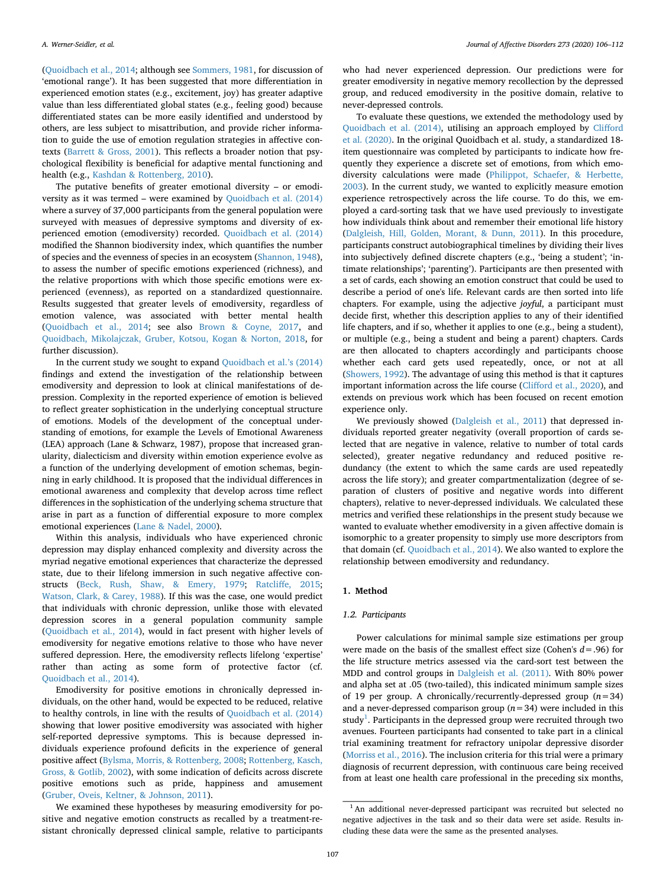(Quoidbach et al., 2014; although see Sommers, 1981, for discussion of 'emotional range'). It has been suggested that more differentiation in experienced emotion states (e.g., excitement, joy) has greater adaptive value than less differentiated global states (e.g., feeling good) because differentiated states can be more easily identified and understood by others, are less subject to misattribution, and provide richer information to guide the use of emotion regulation strategies in affective contexts (Barrett & Gross, 2001). This reflects a broader notion that psychological flexibility is beneficial for adaptive mental functioning and health (e.g., Kashdan & Rottenberg, 2010).

The putative benefits of greater emotional diversity – or emodiversity as it was termed – were examined by Quoidbach et al. (2014) where a survey of 37,000 participants from the general population were surveyed with measures of depressive symptoms and diversity of experienced emotion (emodiversity) recorded. Quoidbach et al. (2014) modified the Shannon biodiversity index, which quantifies the number of species and the evenness of species in an ecosystem (Shannon, 1948), to assess the number of specific emotions experienced (richness), and the relative proportions with which those specific emotions were experienced (evenness), as reported on a standardized questionnaire. Results suggested that greater levels of emodiversity, regardless of emotion valence, was associated with better mental health (Quoidbach et al., 2014; see also Brown & Coyne, 2017, and Quoidbach, Mikolajczak, Gruber, Kotsou, Kogan & Norton, 2018, for further discussion).

In the current study we sought to expand Quoidbach et al.'s (2014) findings and extend the investigation of the relationship between emodiversity and depression to look at clinical manifestations of depression. Complexity in the reported experience of emotion is believed to reflect greater sophistication in the underlying conceptual structure of emotions. Models of the development of the conceptual understanding of emotions, for example the Levels of Emotional Awareness (LEA) approach (Lane & Schwarz, 1987), propose that increased granularity, dialecticism and diversity within emotion experience evolve as a function of the underlying development of emotion schemas, beginning in early childhood. It is proposed that the individual differences in emotional awareness and complexity that develop across time reflect differences in the sophistication of the underlying schema structure that arise in part as a function of differential exposure to more complex emotional experiences (Lane & Nadel, 2000).

Within this analysis, individuals who have experienced chronic depression may display enhanced complexity and diversity across the myriad negative emotional experiences that characterize the depressed state, due to their lifelong immersion in such negative affective constructs (Beck, Rush, Shaw, & Emery, 1979; Ratcliffe, 2015; Watson, Clark, & Carey, 1988). If this was the case, one would predict that individuals with chronic depression, unlike those with elevated depression scores in a general population community sample (Quoidbach et al., 2014), would in fact present with higher levels of emodiversity for negative emotions relative to those who have never suffered depression. Here, the emodiversity reflects lifelong 'expertise' rather than acting as some form of protective factor (cf. Quoidbach et al., 2014).

Emodiversity for positive emotions in chronically depressed individuals, on the other hand, would be expected to be reduced, relative to healthy controls, in line with the results of Quoidbach et al. (2014) showing that lower positive emodiversity was associated with higher self-reported depressive symptoms. This is because depressed individuals experience profound deficits in the experience of general positive affect (Bylsma, Morris, & Rottenberg, 2008; Rottenberg, Kasch, Gross, & Gotlib, 2002), with some indication of deficits across discrete positive emotions such as pride, happiness and amusement (Gruber, Oveis, Keltner, & Johnson, 2011).

We examined these hypotheses by measuring emodiversity for positive and negative emotion constructs as recalled by a treatment-resistant chronically depressed clinical sample, relative to participants who had never experienced depression. Our predictions were for greater emodiversity in negative memory recollection by the depressed group, and reduced emodiversity in the positive domain, relative to never-depressed controls.

To evaluate these questions, we extended the methodology used by Quoidbach et al. (2014), utilising an approach employed by Clifford et al. (2020). In the original Quoidbach et al. study, a standardized 18-item questionnaire was completed by participants to indicate how frequently they experience a discrete set of emotions, from which emodiversity calculations were made (Philippot, Schaefer, & Herbette, 2003). In the current study, we wanted to explicitly measure emotion experience retrospectively across the life course. To do this, we employed a card-sorting task that we have used previously to investigate how individuals think about and remember their emotional life history (Dalgleish, Hill, Golden, Morant, & Dunn, 2011). In this procedure, participants construct autobiographical timelines by dividing their lives into subjectively defined discrete chapters (e.g., 'being a student'; 'intimate relationships'; 'parenting'). Participants are then presented with a set of cards, each showing an emotion construct that could be used to describe a period of one's life. Relevant cards are then sorted into life chapters. For example, using the adjective *joyful*, a participant must decide first, whether this description applies to any of their identified life chapters, and if so, whether it applies to one (e.g., being a student), or multiple (e.g., being a student and being a parent) chapters. Cards are then allocated to chapters accordingly and participants choose whether each card gets used repeatedly, once, or not at all (Showers, 1992). The advantage of using this method is that it captures important information across the life course (Clifford et al., 2020), and extends on previous work which has been focused on recent emotion experience only.

We previously showed (Dalgleish et al., 2011) that depressed individuals reported greater negativity (overall proportion of cards selected that are negative in valence, relative to number of total cards selected), greater negative redundancy and reduced positive redundancy (the extent to which the same cards are used repeatedly across the life story); and greater compartmentalization (degree of separation of clusters of positive and negative words into different chapters), relative to never-depressed individuals. We calculated these metrics and verified these relationships in the present study because we wanted to evaluate whether emodiversity in a given affective domain is isomorphic to a greater propensity to simply use more descriptors from that domain (cf. Quoidbach et al., 2014). We also wanted to explore the relationship between emodiversity and redundancy.

## 1. Method

### 1.2. Participants

Power calculations for minimal sample size estimations per group were made on the basis of the smallest effect size (Cohen's $d = .96$) for the life structure metrics assessed via the card-sort test between the MDD and control groups in Dalgleish et al. (2011). With 80% power and alpha set at .05 (two-tailed), this indicated minimum sample sizes of 19 per group. A chronically/recurrently-depressed group ($n = 34$) and a never-depressed comparison group ($n = 34$) were included in this study[1]. Participants in the depressed group were recruited through two avenues. Fourteen participants had consented to take part in a clinical trial examining treatment for refractory unipolar depressive disorder (Morriss et al., 2016). The inclusion criteria for this trial were a primary diagnosis of recurrent depression, with continuous care being received from at least one health care professional in the preceding six months,

[1] An additional never-depressed participant was recruited but selected no negative adjectives in the task and so their data were set aside. Results including these data were the same as the presented analyses.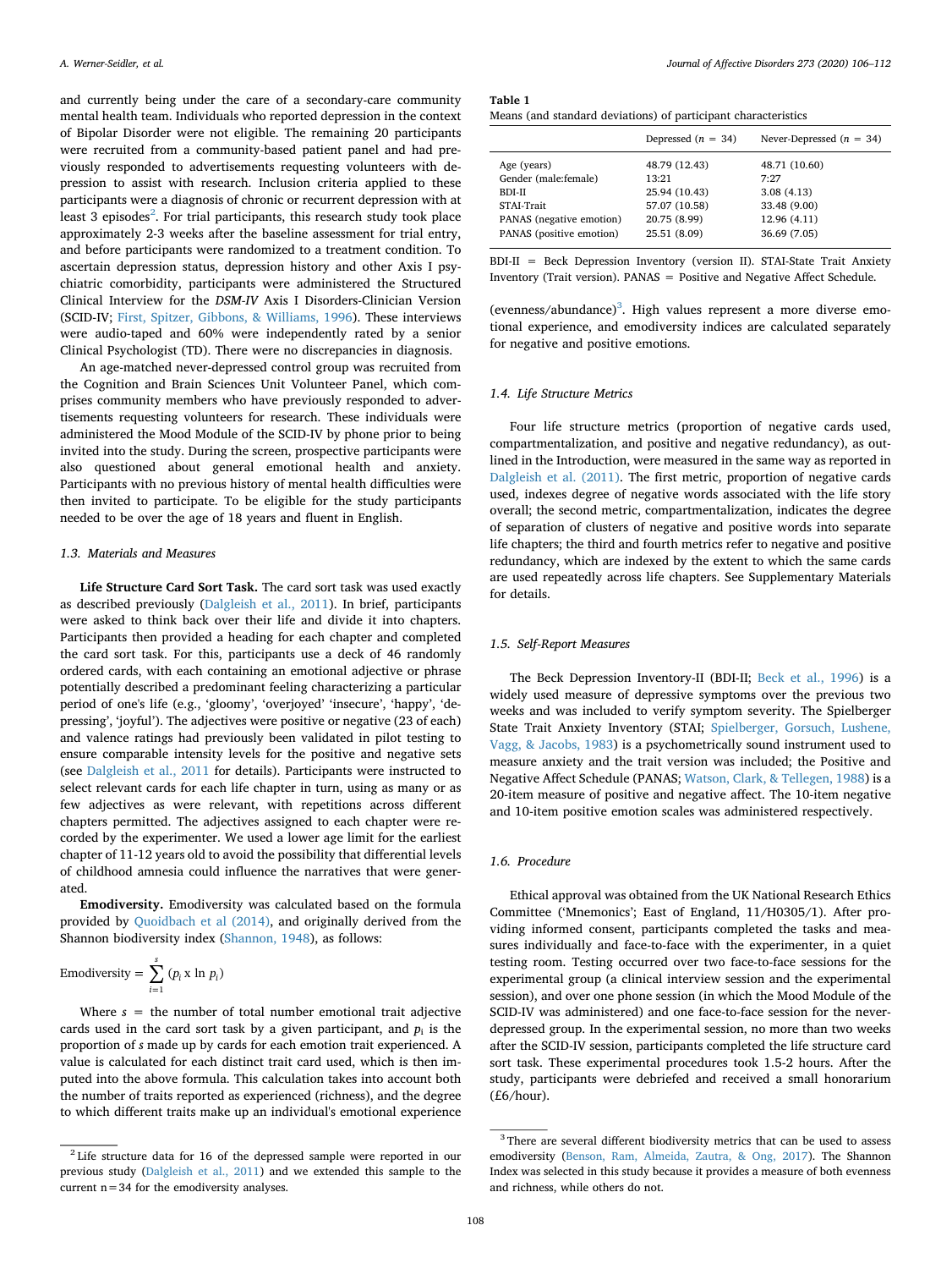and currently being under the care of a secondary-care community mental health team. Individuals who reported depression in the context of Bipolar Disorder were not eligible. The remaining 20 participants were recruited from a community-based patient panel and had previously responded to advertisements requesting volunteers with depression to assist with research. Inclusion criteria applied to these participants were a diagnosis of chronic or recurrent depression with at least 3 episodes[2]. For trial participants, this research study took place approximately 2-3 weeks after the baseline assessment for trial entry, and before participants were randomized to a treatment condition. To ascertain depression status, depression history and other Axis I psychiatric comorbidity, participants were administered the Structured Clinical Interview for the *DSM-IV* Axis I Disorders-Clinician Version (SCID-IV; First, Spitzer, Gibbons, & Williams, 1996). These interviews were audio-taped and 60% were independently rated by a senior Clinical Psychologist (TD). There were no discrepancies in diagnosis.

An age-matched never-depressed control group was recruited from the Cognition and Brain Sciences Unit Volunteer Panel, which comprises community members who have previously responded to advertisements requesting volunteers for research. These individuals were administered the Mood Module of the SCID-IV by phone prior to being invited into the study. During the screen, prospective participants were also questioned about general emotional health and anxiety. Participants with no previous history of mental health difficulties were then invited to participate. To be eligible for the study participants needed to be over the age of 18 years and fluent in English.

### 1.3. Materials and Measures

**Life Structure Card Sort Task.** The card sort task was used exactly as described previously (Dalgleish et al., 2011). In brief, participants were asked to think back over their life and divide it into chapters. Participants then provided a heading for each chapter and completed the card sort task. For this, participants use a deck of 46 randomly ordered cards, with each containing an emotional adjective or phrase potentially described a predominant feeling characterizing a particular period of one's life (e.g., 'gloomy', 'overjoyed' 'insecure', 'happy', 'depressing', 'joyful'). The adjectives were positive or negative (23 of each) and valence ratings had previously been validated in pilot testing to ensure comparable intensity levels for the positive and negative sets (see Dalgleish et al., 2011 for details). Participants were instructed to select relevant cards for each life chapter in turn, using as many or as few adjectives as were relevant, with repetitions across different chapters permitted. The adjectives assigned to each chapter were recorded by the experimenter. We used a lower age limit for the earliest chapter of 11-12 years old to avoid the possibility that differential levels of childhood amnesia could influence the narratives that were generated.

**Emodiversity.** Emodiversity was calculated based on the formula provided by Quoidbach et al (2014), and originally derived from the Shannon biodiversity index (Shannon, 1948), as follows:

$$\text{Emodiversity} = \sum_{i=1}^{s} (p_i \text{ x } \ln p_i)$$

Where $s$ = the number of total number emotional trait adjective cards used in the card sort task by a given participant, and $p_i$ is the proportion of $s$ made up by cards for each emotion trait experienced. A value is calculated for each distinct trait card used, which is then imputed into the above formula. This calculation takes into account both the number of traits reported as experienced (richness), and the degree to which different traits make up an individual's emotional experience (evenness/abundance)[3]. High values represent a more diverse emotional experience, and emodiversity indices are calculated separately for negative and positive emotions.

**Table 1**
Means (and standard deviations) of participant characteristics

| | Depressed ($n$ = 34) | Never-Depressed ($n$ = 34) |
|---|---|---|
| Age (years) | 48.79 (12.43) | 48.71 (10.60) |
| Gender (male:female) | 13:21 | 7:27 |
| BDI-II | 25.94 (10.43) | 3.08 (4.13) |
| STAI-Trait | 57.07 (10.58) | 33.48 (9.00) |
| PANAS (negative emotion) | 20.75 (8.99) | 12.96 (4.11) |
| PANAS (positive emotion) | 25.51 (8.09) | 36.69 (7.05) |

BDI-II = Beck Depression Inventory (version II). STAI-State Trait Anxiety Inventory (Trait version). PANAS = Positive and Negative Affect Schedule.

### 1.4. Life Structure Metrics

Four life structure metrics (proportion of negative cards used, compartmentalization, and positive and negative redundancy), as outlined in the Introduction, were measured in the same way as reported in Dalgleish et al. (2011). The first metric, proportion of negative cards used, indexes degree of negative words associated with the life story overall; the second metric, compartmentalization, indicates the degree of separation of clusters of negative and positive words into separate life chapters; the third and fourth metrics refer to negative and positive redundancy, which are indexed by the extent to which the same cards are used repeatedly across life chapters. See Supplementary Materials for details.

### 1.5. Self-Report Measures

The Beck Depression Inventory-II (BDI-II; Beck et al., 1996) is a widely used measure of depressive symptoms over the previous two weeks and was included to verify symptom severity. The Spielberger State Trait Anxiety Inventory (STAI; Spielberger, Gorsuch, Lushene, Vagg, & Jacobs, 1983) is a psychometrically sound instrument used to measure anxiety and the trait version was included; the Positive and Negative Affect Schedule (PANAS; Watson, Clark, & Tellegen, 1988) is a 20-item measure of positive and negative affect. The 10-item negative and 10-item positive emotion scales was administered respectively.

### 1.6. Procedure

Ethical approval was obtained from the UK National Research Ethics Committee ('Mnemonics'; East of England, 11/H0305/1). After providing informed consent, participants completed the tasks and measures individually and face-to-face with the experimenter, in a quiet testing room. Testing occurred over two face-to-face sessions for the experimental group (a clinical interview session and the experimental session), and over one phone session (in which the Mood Module of the SCID-IV was administered) and one face-to-face session for the never-depressed group. In the experimental session, no more than two weeks after the SCID-IV session, participants completed the life structure card sort task. These experimental procedures took 1.5-2 hours. After the study, participants were debriefed and received a small honorarium (£6/hour).

---

[2] Life structure data for 16 of the depressed sample were reported in our previous study (Dalgleish et al., 2011) and we extended this sample to the current n=34 for the emodiversity analyses.

[3] There are several different biodiversity metrics that can be used to assess emodiversity (Benson, Ram, Almeida, Zautra, & Ong, 2017). The Shannon Index was selected in this study because it provides a measure of both evenness and richness, while others do not.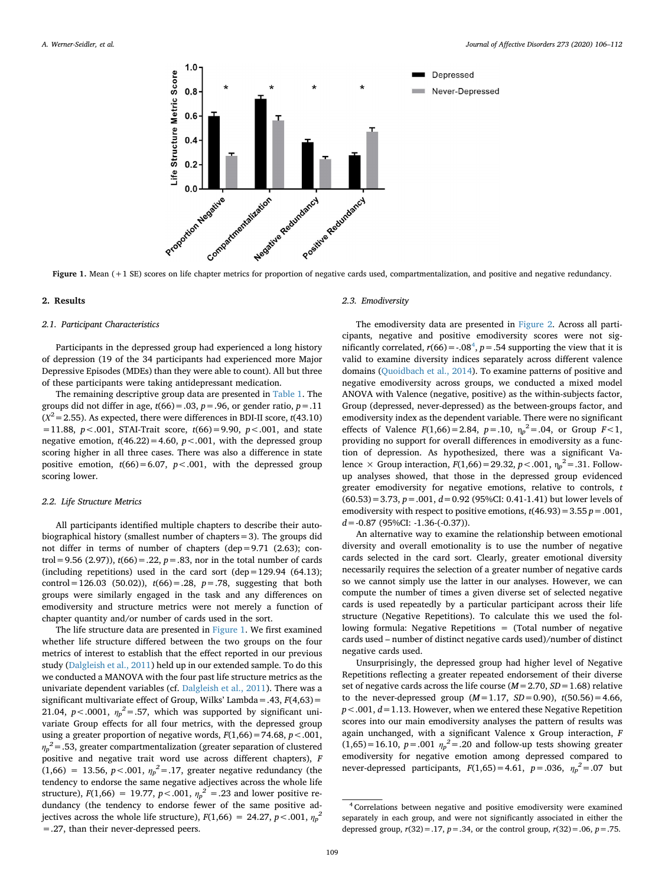1.0
0.8
0.6
0.4
0.2
0.0

Life Structure Metric Score

\*
\*
\*
\*

Depressed
Never-Depressed

Proportion Negative
Compartmentalization
Negative Redundancy
Positive Redundancy

**Figure 1.** Mean (+1 SE) scores on life chapter metrics for proportion of negative cards used, compartmentalization, and positive and negative redundancy.

## 2. Results

### 2.1. Participant Characteristics

Participants in the depressed group had experienced a long history of depression (19 of the 34 participants had experienced more Major Depressive Episodes (MDEs) than they were able to count). All but three of these participants were taking antidepressant medication.

The remaining descriptive group data are presented in Table 1. The groups did not differ in age, $t(66) = .03$, $p = .96$, or gender ratio, $p = .11$ ($X^2 = 2.55$). As expected, there were differences in BDI-II score, $t(43.10) = 11.88$, $p < .001$, STAI-Trait score, $t(66) = 9.90$, $p < .001$, and state negative emotion, $t(46.22) = 4.60$, $p < .001$, with the depressed group scoring higher in all three cases. There was also a difference in state positive emotion, $t(66) = 6.07$, $p < .001$, with the depressed group scoring lower.

### 2.2. Life Structure Metrics

All participants identified multiple chapters to describe their autobiographical history (smallest number of chapters = 3). The groups did not differ in terms of number of chapters (dep = 9.71 (2.63); control = 9.56 (2.97)), $t(66) = .22$, $p = .83$, nor in the total number of cards (including repetitions) used in the card sort (dep = 129.94 (64.13); control = 126.03 (50.02)), $t(66) = .28$, $p = .78$, suggesting that both groups were similarly engaged in the task and any differences on emodiversity and structure metrics were not merely a function of chapter quantity and/or number of cards used in the sort.

The life structure data are presented in Figure 1. We first examined whether life structure differed between the two groups on the four metrics of interest to establish that the effect reported in our previous study (Dalgleish et al., 2011) held up in our extended sample. To do this we conducted a MANOVA with the four past life structure metrics as the univariate dependent variables (cf. Dalgleish et al., 2011). There was a significant multivariate effect of Group, Wilks' Lambda = .43, $F(4,63) = 21.04$, $p < .0001$, $\eta_p^2 = .57$, which was supported by significant univariate Group effects for all four metrics, with the depressed group using a greater proportion of negative words, $F(1,66) = 74.68$, $p < .001$, $\eta_p^2 = .53$, greater compartmentalization (greater separation of clustered positive and negative trait word use across different chapters), $F(1,66) = 13.56$, $p < .001$, $\eta_p^2 = .17$, greater negative redundancy (the tendency to endorse the same negative adjectives across the whole life structure), $F(1,66) = 19.77$, $p < .001$, $\eta_p^2 = .23$ and lower positive redundancy (the tendency to endorse fewer of the same positive adjectives across the whole life structure), $F(1,66) = 24.27$, $p < .001$, $\eta_p^2 = .27$, than their never-depressed peers.

### 2.3. Emodiversity

The emodiversity data are presented in Figure 2. Across all participants, negative and positive emodiversity scores were not significantly correlated, $r(66) = -.08$[4], $p = .54$ supporting the view that it is valid to examine diversity indices separately across different valence domains (Quoidbach et al., 2014). To examine patterns of positive and negative emodiversity across groups, we conducted a mixed model ANOVA with Valence (negative, positive) as the within-subjects factor, Group (depressed, never-depressed) as the between-groups factor, and emodiversity index as the dependent variable. There were no significant effects of Valence $F(1,66) = 2.84$, $p = .10$, $\eta_p^2 = .04$, or Group $F < 1$, providing no support for overall differences in emodiversity as a function of depression. As hypothesized, there was a significant Valence × Group interaction, $F(1,66) = 29.32$, $p < .001$, $\eta_p^2 = .31$. Follow-up analyses showed, that those in the depressed group evidenced greater emodiversity for negative emotions, relative to controls, $t(60.53) = 3.73$, $p = .001$, $d = 0.92$ (95%CI: 0.41-1.41) but lower levels of emodiversity with respect to positive emotions, $t(46.93) = 3.55$ $p = .001$, $d = -0.87$ (95%CI: -1.36-(-0.37)).

An alternative way to examine the relationship between emotional diversity and overall emotionality is to use the number of negative cards selected in the card sort. Clearly, greater emotional diversity necessarily requires the selection of a greater number of negative cards so we cannot simply use the latter in our analyses. However, we can compute the number of times a given diverse set of selected negative cards is used repeatedly by a particular participant across their life structure (Negative Repetitions). To calculate this we used the following formula: Negative Repetitions = (Total number of negative cards used – number of distinct negative cards used)/number of distinct negative cards used.

Unsurprisingly, the depressed group had higher level of Negative Repetitions reflecting a greater repeated endorsement of their diverse set of negative cards across the life course ($M = 2.70$, $SD = 1.68$) relative to the never-depressed group ($M = 1.17$, $SD = 0.90$), $t(50.56) = 4.66$, $p < .001$, $d = 1.13$. However, when we entered these Negative Repetition scores into our main emodiversity analyses the pattern of results was again unchanged, with a significant Valence x Group interaction, $F(1,65) = 16.10$, $p = .001$ $\eta_p^2 = .20$ and follow-up tests showing greater emodiversity for negative emotion among depressed compared to never-depressed participants, $F(1,65) = 4.61$, $p = .036$, $\eta_p^2 = .07$ but

[4] Correlations between negative and positive emodiversity were examined separately in each group, and were not significantly associated in either the depressed group, $r(32) = .17$, $p = .34$, or the control group, $r(32) = .06$, $p = .75$.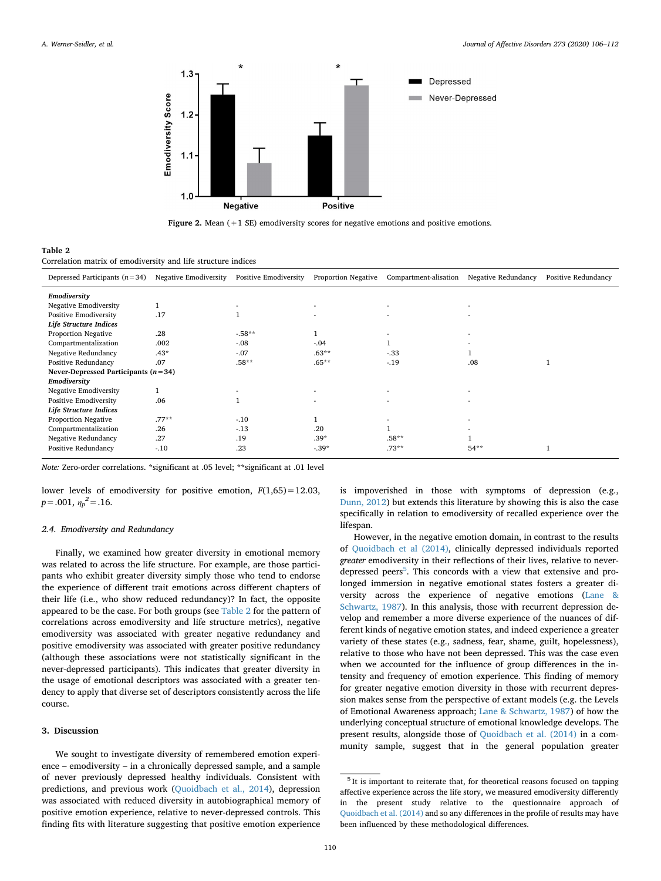1.3
1.2
1.1
1.0
Emodiversity Score
*
*
Negative
Positive
Depressed
Never-Depressed

**Figure 2.** Mean (+1 SE) emodiversity scores for negative emotions and positive emotions.

**Table 2**
Correlation matrix of emodiversity and life structure indices

| Depressed Participants ($n$=34) | Negative Emodiversity | Positive Emodiversity | Proportion Negative | Compart-mentalisation | Negative Redundancy | Positive Redundancy |
|---|---|---|---|---|---|---|
| ***Emodiversity*** | | | | | | |
| Negative Emodiversity | 1 | - | - | - | - | |
| Positive Emodiversity | .17 | 1 | - | - | - | |
| ***Life Structure Indices*** | | | | | | |
| Proportion Negative | .28 | -.58** | 1 | - | - | |
| Compartmentalization | .002 | -.08 | -.04 | 1 | - | |
| Negative Redundancy | .43* | -.07 | .63** | -.33 | 1 | |
| Positive Redundancy | .07 | .58** | .65** | -.19 | .08 | 1 |
| **Never-Depressed Participants ($n$=34)** | | | | | | |
| ***Emodiversity*** | | | | | | |
| Negative Emodiversity | 1 | - | - | - | - | |
| Positive Emodiversity | .06 | 1 | - | - | - | |
| ***Life Structure Indices*** | | | | | | |
| Proportion Negative | .77** | -.10 | 1 | - | - | |
| Compartmentalization | .26 | -.13 | .20 | 1 | - | |
| Negative Redundancy | .27 | .19 | .39* | .58** | 1 | |
| Positive Redundancy | -.10 | .23 | -.39* | .73** | 54** | 1 |

*Note:* Zero-order correlations. *significant at .05 level; **significant at .01 level

lower levels of emodiversity for positive emotion, $F(1,65) = 12.03$, $p = .001$, $\eta_p^2 = .16$.

### 2.4. Emodiversity and Redundancy

Finally, we examined how greater diversity in emotional memory was related to across the life structure. For example, are those participants who exhibit greater diversity simply those who tend to endorse the experience of different trait emotions across different chapters of their life (i.e., who show reduced redundancy)? In fact, the opposite appeared to be the case. For both groups (see Table 2 for the pattern of correlations across emodiversity and life structure metrics), negative emodiversity was associated with greater negative redundancy and positive emodiversity was associated with greater positive redundancy (although these associations were not statistically significant in the never-depressed participants). This indicates that greater diversity in the usage of emotional descriptors was associated with a greater tendency to apply that diverse set of descriptors consistently across the life course.

## 3. Discussion

We sought to investigate diversity of remembered emotion experience – emodiversity – in a chronically depressed sample, and a sample of never previously depressed healthy individuals. Consistent with predictions, and previous work (Quoidbach et al., 2014), depression was associated with reduced diversity in autobiographical memory of positive emotion experience, relative to never-depressed controls. This finding fits with literature suggesting that positive emotion experience is impoverished in those with symptoms of depression (e.g., Dunn, 2012) but extends this literature by showing this is also the case specifically in relation to emodiversity of recalled experience over the lifespan.

However, in the negative emotion domain, in contrast to the results of Quoidbach et al (2014), clinically depressed individuals reported *greater* emodiversity in their reflections of their lives, relative to never-depressed peers[5]. This concords with a view that extensive and prolonged immersion in negative emotional states fosters a greater diversity across the experience of negative emotions (Lane & Schwartz, 1987). In this analysis, those with recurrent depression develop and remember a more diverse experience of the nuances of different kinds of negative emotion states, and indeed experience a greater variety of these states (e.g., sadness, fear, shame, guilt, hopelessness), relative to those who have not been depressed. This was the case even when we accounted for the influence of group differences in the intensity and frequency of emotion experience. This finding of memory for greater negative emotion diversity in those with recurrent depression makes sense from the perspective of extant models (e.g. the Levels of Emotional Awareness approach; Lane & Schwartz, 1987) of how the underlying conceptual structure of emotional knowledge develops. The present results, alongside those of Quoidbach et al. (2014) in a community sample, suggest that in the general population greater

[5] It is important to reiterate that, for theoretical reasons focused on tapping affective experience across the life story, we measured emodiversity differently in the present study relative to the questionnaire approach of Quoidbach et al. (2014) and so any differences in the profile of results may have been influenced by these methodological differences.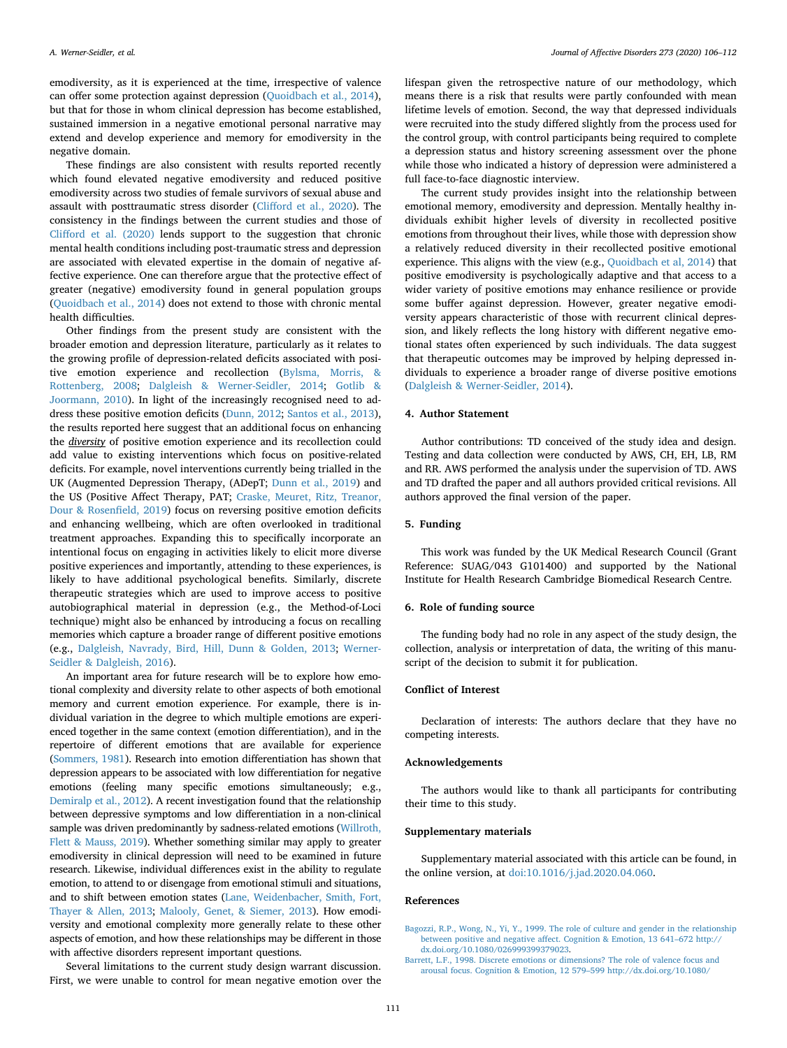emodiversity, as it is experienced at the time, irrespective of valence can offer some protection against depression (Quoidbach et al., 2014), but that for those in whom clinical depression has become established, sustained immersion in a negative emotional personal narrative may extend and develop experience and memory for emodiversity in the negative domain.

These findings are also consistent with results reported recently which found elevated negative emodiversity and reduced positive emodiversity across two studies of female survivors of sexual abuse and assault with posttraumatic stress disorder (Clifford et al., 2020). The consistency in the findings between the current studies and those of Clifford et al. (2020) lends support to the suggestion that chronic mental health conditions including post-traumatic stress and depression are associated with elevated expertise in the domain of negative affective experience. One can therefore argue that the protective effect of greater (negative) emodiversity found in general population groups (Quoidbach et al., 2014) does not extend to those with chronic mental health difficulties.

Other findings from the present study are consistent with the broader emotion and depression literature, particularly as it relates to the growing profile of depression-related deficits associated with positive emotion experience and recollection (Bylsma, Morris, & Rottenberg, 2008; Dalgleish & Werner-Seidler, 2014; Gotlib & Joormann, 2010). In light of the increasingly recognised need to address these positive emotion deficits (Dunn, 2012; Santos et al., 2013), the results reported here suggest that an additional focus on enhancing the ***diversity*** of positive emotion experience and its recollection could add value to existing interventions which focus on positive-related deficits. For example, novel interventions currently being trialled in the UK (Augmented Depression Therapy, (ADepT; Dunn et al., 2019) and the US (Positive Affect Therapy, PAT; Craske, Meuret, Ritz, Treanor, Dour & Rosenfield, 2019) focus on reversing positive emotion deficits and enhancing wellbeing, which are often overlooked in traditional treatment approaches. Expanding this to specifically incorporate an intentional focus on engaging in activities likely to elicit more diverse positive experiences and importantly, attending to these experiences, is likely to have additional psychological benefits. Similarly, discrete therapeutic strategies which are used to improve access to positive autobiographical material in depression (e.g., the Method-of-Loci technique) might also be enhanced by introducing a focus on recalling memories which capture a broader range of different positive emotions (e.g., Dalgleish, Navrady, Bird, Hill, Dunn & Golden, 2013; Werner-Seidler & Dalgleish, 2016).

An important area for future research will be to explore how emotional complexity and diversity relate to other aspects of both emotional memory and current emotion experience. For example, there is individual variation in the degree to which multiple emotions are experienced together in the same context (emotion differentiation), and in the repertoire of different emotions that are available for experience (Sommers, 1981). Research into emotion differentiation has shown that depression appears to be associated with low differentiation for negative emotions (feeling many specific emotions simultaneously; e.g., Demiralp et al., 2012). A recent investigation found that the relationship between depressive symptoms and low differentiation in a non-clinical sample was driven predominantly by sadness-related emotions (Willroth, Flett & Mauss, 2019). Whether something similar may apply to greater emodiversity in clinical depression will need to be examined in future research. Likewise, individual differences exist in the ability to regulate emotion, to attend to or disengage from emotional stimuli and situations, and to shift between emotion states (Lane, Weidenbacher, Smith, Fort, Thayer & Allen, 2013; Malooly, Genet, & Siemer, 2013). How emodiversity and emotional complexity more generally relate to these other aspects of emotion, and how these relationships may be different in those with affective disorders represent important questions.

Several limitations to the current study design warrant discussion. First, we were unable to control for mean negative emotion over the lifespan given the retrospective nature of our methodology, which means there is a risk that results were partly confounded with mean lifetime levels of emotion. Second, the way that depressed individuals were recruited into the study differed slightly from the process used for the control group, with control participants being required to complete a depression status and history screening assessment over the phone while those who indicated a history of depression were administered a full face-to-face diagnostic interview.

The current study provides insight into the relationship between emotional memory, emodiversity and depression. Mentally healthy individuals exhibit higher levels of diversity in recollected positive emotions from throughout their lives, while those with depression show a relatively reduced diversity in their recollected positive emotional experience. This aligns with the view (e.g., Quoidbach et al, 2014) that positive emodiversity is psychologically adaptive and that access to a wider variety of positive emotions may enhance resilience or provide some buffer against depression. However, greater negative emodiversity appears characteristic of those with recurrent clinical depression, and likely reflects the long history with different negative emotional states often experienced by such individuals. The data suggest that therapeutic outcomes may be improved by helping depressed individuals to experience a broader range of diverse positive emotions (Dalgleish & Werner-Seidler, 2014).

## 4. Author Statement

Author contributions: TD conceived of the study idea and design. Testing and data collection were conducted by AWS, CH, EH, LB, RM and RR. AWS performed the analysis under the supervision of TD. AWS and TD drafted the paper and all authors provided critical revisions. All authors approved the final version of the paper.

## 5. Funding

This work was funded by the UK Medical Research Council (Grant Reference: SUAG/043 G101400) and supported by the National Institute for Health Research Cambridge Biomedical Research Centre.

## 6. Role of funding source

The funding body had no role in any aspect of the study design, the collection, analysis or interpretation of data, the writing of this manuscript of the decision to submit it for publication.

## Conflict of Interest

Declaration of interests: The authors declare that they have no competing interests.

## Acknowledgements

The authors would like to thank all participants for contributing their time to this study.

## Supplementary materials

Supplementary material associated with this article can be found, in the online version, at doi:10.1016/j.jad.2020.04.060.

## References

Bagozzi, R.P., Wong, N., Yi, Y., 1999. The role of culture and gender in the relationship between positive and negative affect. Cognition & Emotion, 13 641–672 http://dx.doi.org/10.1080/026999399379023.

Barrett, L.F., 1998. Discrete emotions or dimensions? The role of valence focus and arousal focus. Cognition & Emotion, 12 579–599 http://dx.doi.org/10.1080/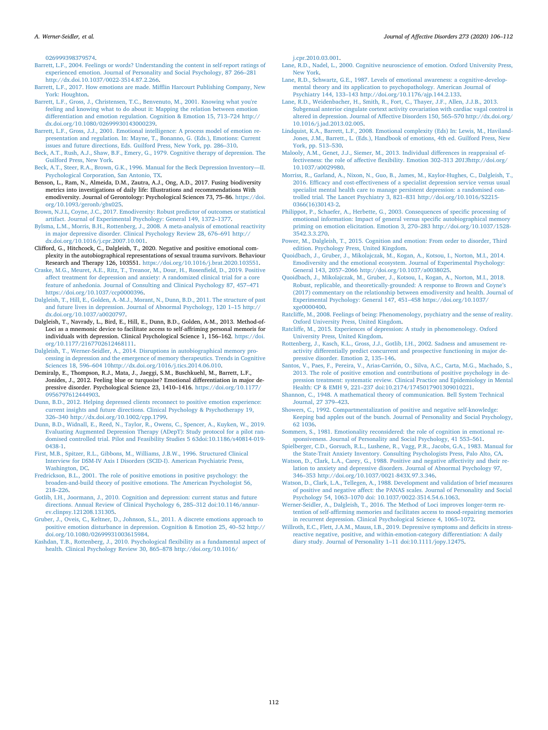026999398379574.

Barrett, L.F., 2004. Feelings or words? Understanding the content in self-report ratings of experienced emotion. Journal of Personality and Social Psychology, 87 266–281 http://dx.doi.org/10.1037/0022-3514.87.2.266.

Barrett, L.F., 2017. How emotions are made. Mifflin Harcourt Publishing Company, New York: Houghton.

Barrett, L.F., Gross, J., Christensen, T.C., Benvenuto, M., 2001. Knowing what you're feeling and knowing what to do about it: Mapping the relation between emotion differentiation and emotion regulation. Cognition & Emotion 15, 713–724 http://dx.doi.org/10.1080/02699930143000239.

Barrett, L.F., Gross, J.J., 2001. Emotional intelligence: A process model of emotion representation and regulation. In: Mayne, T., Bonanno, G. (Eds.), Emotions: Current issues and future directions, Eds. Guilford Press, New York, pp. 286–310.

Beck, A.T., Rush, A.J., Shaw, B.F., Emery, G., 1979. Cognitive therapy of depression. The Guilford Press, New York.

Beck, A.T., Steer, R.A., Brown, G.K., 1996. Manual for the Beck Depression Inventory—II. Psychological Corporation, San Antonio, TX.

Benson, L., Ram, N., Almeida, D.M., Zautra, A.J., Ong, A.D., 2017. Fusing biodiversity metrics into investigations of daily life: Illustrations and recommendations With emodiversity. Journal of Gerontology: Psychological Sciences 73, 75–86. https://doi.org/10.1093/geronb/gbx025.

Brown, N.J.L, Coyne, J.C., 2017. Emodiversity: Robust predictor of outcomes or statistical artifact. Journal of Experimental Psychology: General 149, 1372–1377.

Bylsma, L.M., Morris, B.H., Rottenberg, J., 2008. A meta-analysis of emotional reactivity in major depressive disorder. Clinical Psychology Review 28, 676–691 http://dx.doi.org/10.1016/j.cpr.2007.10.001.

Clifford, G., Hitchcock, C., Dalgleish, T., 2020. Negative and positive emotional complexity in the autobiographical representations of sexual trauma survivors. Behaviour Research and Therapy 126, 103551. https://doi.org/10.1016/j.brat.2020.103551.

Craske, M.G., Meuret, A.E., Ritz, T., Treanor, M., Dour, H., Rosenfield, D., 2019. Positive affect treatment for depression and anxiety: A randomized clinical trial for a core feature of anhedonia. Journal of Consulting and Clinical Psychology 87, 457–471 https://doi.org/10.1037/ccp0000396.

Dalgleish, T., Hill, E., Golden, A.-M.J., Morant, N., Dunn, B.D., 2011. The structure of past and future lives in depression. Journal of Abnormal Psychology, 120 1–15 http://dx.doi.org/10.1037/a0020797.

Dalgleish, T., Navrady, L., Bird, E., Hill, E., Dunn, B.D., Golden, A-M., 2013. Method-of-Loci as a mnemonic device to facilitate access to self-affirming personal memories for individuals with depression. Clinical Psychological Science 1, 156–162. https://doi.org/10.1177/2167702612468111.

Dalgleish, T., Werner-Seidler, A., 2014. Disruptions in autobiographical memory processing in depression and the emergence of memory therapeutics. Trends in Cognitive Sciences 18, 596–604 10http://dx.doi.org/1016/j.tics.2014.06.010.

Demiralp, E., Thompson, R.J., Mata, J., Jaeggi, S.M., Buschkuehl, M., Barrett, L.F., Jonides, J., 2012. Feeling blue or turquoise? Emotional differentiation in major depressive disorder. Psychological Science 23, 1410–1416. https://doi.org/10.1177/0956797612444903.

Dunn, B.D., 2012. Helping depressed clients reconnect to positive emotion experience: current insights and future directions. Clinical Psychology & Psychotherapy 19, 326–340 http://dx.doi.org/10.1002/cpp.1799.

Dunn, B.D., Widnall, E., Reed, N., Taylor, R., Owens, C., Spencer, A., Kuyken, W., 2019. Evaluating Augmented Depression Therapy (ADepT): Study protocol for a pilot randomised controlled trial. Pilot and Feasibility Studies 5 63doi:10.1186/s40814-019-0438-1.

First, M.B., Spitzer, R.L., Gibbons, M., Williams, J.B.W., 1996. Structured Clinical Interview for DSM-IV Axis I Disorders (SCID-I). American Psychiatric Press, Washington, DC.

Fredrickson, B.L., 2001. The role of positive emotions in positive psychology: the broaden-and-build theory of positive emotions. The American Psychologist 56, 218–226.

Gotlib, I.H., Joormann, J., 2010. Cognition and depression: current status and future directions. Annual Review of Clinical Psychology 6, 285–312 doi:10.1146/annurev.clinpsy.121208.131305.

Gruber, J., Oveis, C., Keltner, D., Johnson, S.L., 2011. A discrete emotions approach to positive emotion disturbance in depression. Cognition & Emotion 25, 40–52 http://doi.org/10.1080/02699931003615984.

Kashdan, T.B., Rottenberg, J., 2010. Psychological flexibility as a fundamental aspect of health. Clinical Psychology Review 30, 865–878 http://doi.org/10.1016/j.cpr.2010.03.001.

Lane, R.D., Nadel, L., 2000. Cognitive neuroscience of emotion. Oxford University Press, New York.

Lane, R.D., Schwartz, G.E., 1987. Levels of emotional awareness: a cognitive-developmental theory and its application to psychopathology. American Journal of Psychiatry 144, 133–143 http://doi.org/10.1176/ajp.144.2.133.

Lane, R.D., Weidenbacher, H., Smith, R., Fort, C., Thayer, J.F., Allen, J.J.B., 2013. Subgenual anterior cingulate cortex activity covariation with cardiac vagal control is altered in depression. Journal of Affective Disorders 150, 565–570 http://dx.doi.org/10.1016/j.jad.2013.02.005.

Lindquist, K.A., Barrett, L.F., 2008. Emotional complexity (Eds) In: Lewis, M., Haviland-Jones, J.M., Barrett., L. (Eds.), Handbook of emotions, 4th ed. Guilford Press, New York, pp. 513–530.

Malooly, A.M., Genet, J.J., Siemer, M., 2013. Individual differences in reappraisal effectiveness: the role of affective flexibility. Emotion 302–313 *2013*http://doi.org/10.1037/a0029980.

Morriss, R., Garland, A., Nixon, N., Guo, B., James, M., Kaylor-Hughes, C., Dalgleish, T., 2016. Efficacy and cost-effectiveness of a specialist depression service versus usual specialist mental health care to manage persistent depression: a randomised controlled trial. The Lancet Psychiatry 3, 821–831 http://doi.org/10.1016/S2215-0366(16)30143-2.

Philippot, P., Schaefer, A., Herbette, G., 2003. Consequences of specific processing of emotional information: Impact of general versus specific autobiographical memory priming on emotion elicitation. Emotion 3, 270–283 http://doi.org/10.1037/1528-3542.3.3.270.

Power, M., Dalgleish, T., 2015. Cognition and emotion: From order to disorder, Third edition. Psychology Press, United Kingdom.

Quoidbach, J., Gruber, J., Mikolajczak, M., Kogan, A., Kotsou, I., Norton, M.I., 2014. Emodiversity and the emotional ecosystem. Journal of Experimental Psychology: General 143, 2057–2066 http://doi.org/10.1037/a0038025.

Quoidbach, J., Mikolajczak, M., Gruber, J., Kotsou, I., Kogan, A., Norton, M.I., 2018. Robust, replicable, and theoretically-grounded: A response to Brown and Coyne's (2017) commentary on the relationship between emodiversity and health. Journal of Experimental Psychology: General 147, 451–458 https://doi.org/10.1037/xge0000400.

Ratcliffe, M., 2008. Feelings of being: Phenomenology, psychiatry and the sense of reality. Oxford University Press, United Kingdom.

Ratcliffe, M., 2015. Experiences of depression: A study in phenomenology. Oxford University Press, United Kingdom.

Rottenberg, J., Kasch, K.L., Gross, J.J., Gotlib, I.H., 2002. Sadness and amusement reactivity differentially predict concurrent and prospective functioning in major depressive disorder. Emotion 2, 135–146.

Santos, V., Paes, F., Pereira, V., Arias-Carrión, O., Silva, A.C., Carta, M.G., Machado, S., 2013. The role of positive emotion and contributions of positive psychology in depression treatment: systematic review. Clinical Practice and Epidemiology in Mental Health: CP & EMH 9, 221–237 doi:10.2174/1745017901309010221.

Shannon, C., 1948. A mathematical theory of communication. Bell System Technical Journal, 27 379–423.

Showers, C., 1992. Compartmentalization of positive and negative self-knowledge: Keeping bad apples out of the bunch. Journal of Personality and Social Psychology, 62 1036.

Sommers, S., 1981. Emotionality reconsidered: the role of cognition in emotional responsiveness. Journal of Personality and Social Psychology, 41 553–561.

Spielberger, C.D., Gorsuch, R.L., Lushene, R., Vagg, P.R., Jacobs, G.A., 1983. Manual for the State-Trait Anxiety Inventory. Consulting Psychologists Press, Palo Alto, CA.

Watson, D., Clark, L.A., Carey, G., 1988. Positive and negative affectivity and their relation to anxiety and depressive disorders. Journal of Abnormal Psychology 97, 346–353 http://doi.org/10.1037/0021-843X.97.3.346.

Watson, D., Clark, L.A., Tellegen, A., 1988. Development and validation of brief measures of positive and negative affect: the PANAS scales. Journal of Personality and Social Psychology 54, 1063–1070 doi: 10.1037/0022-3514.54.6.1063.

Werner-Seidler, A., Dalgleish, T., 2016. The Method of Loci improves longer-term retention of self-affirming memories and facilitates access to mood-repairing memories in recurrent depression. Clinical Psychological Science 4, 1065–1072.

Willroth, E.C., Flett, J.A.M., Mauss, I.B., 2019. Depressive symptoms and deficits in stress-reactive negative, positive, and within-emotion-category differentiation: A daily diary study. Journal of Personality 1–11 doi:10.1111/jopy.12475.